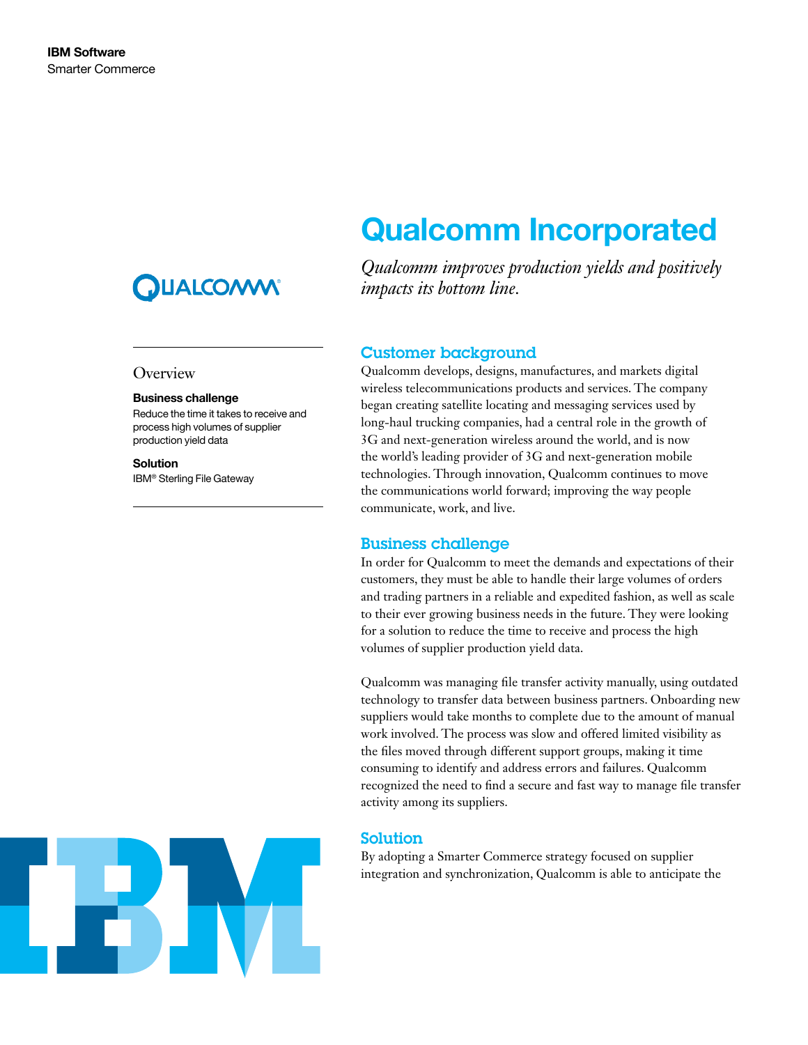**IBM Software**
Smarter Commerce

# Qualcomm Incorporated

*Qualcomm improves production yields and positively impacts its bottom line.*

## Overview

**Business challenge**
Reduce the time it takes to receive and process high volumes of supplier production yield data

**Solution**
IBM® Sterling File Gateway

## Customer background

Qualcomm develops, designs, manufactures, and markets digital wireless telecommunications products and services. The company began creating satellite locating and messaging services used by long-haul trucking companies, had a central role in the growth of 3G and next-generation wireless around the world, and is now the world's leading provider of 3G and next-generation mobile technologies. Through innovation, Qualcomm continues to move the communications world forward; improving the way people communicate, work, and live.

## Business challenge

In order for Qualcomm to meet the demands and expectations of their customers, they must be able to handle their large volumes of orders and trading partners in a reliable and expedited fashion, as well as scale to their ever growing business needs in the future. They were looking for a solution to reduce the time to receive and process the high volumes of supplier production yield data.

Qualcomm was managing file transfer activity manually, using outdated technology to transfer data between business partners. Onboarding new suppliers would take months to complete due to the amount of manual work involved. The process was slow and offered limited visibility as the files moved through different support groups, making it time consuming to identify and address errors and failures. Qualcomm recognized the need to find a secure and fast way to manage file transfer activity among its suppliers.

## Solution

By adopting a Smarter Commerce strategy focused on supplier integration and synchronization, Qualcomm is able to anticipate the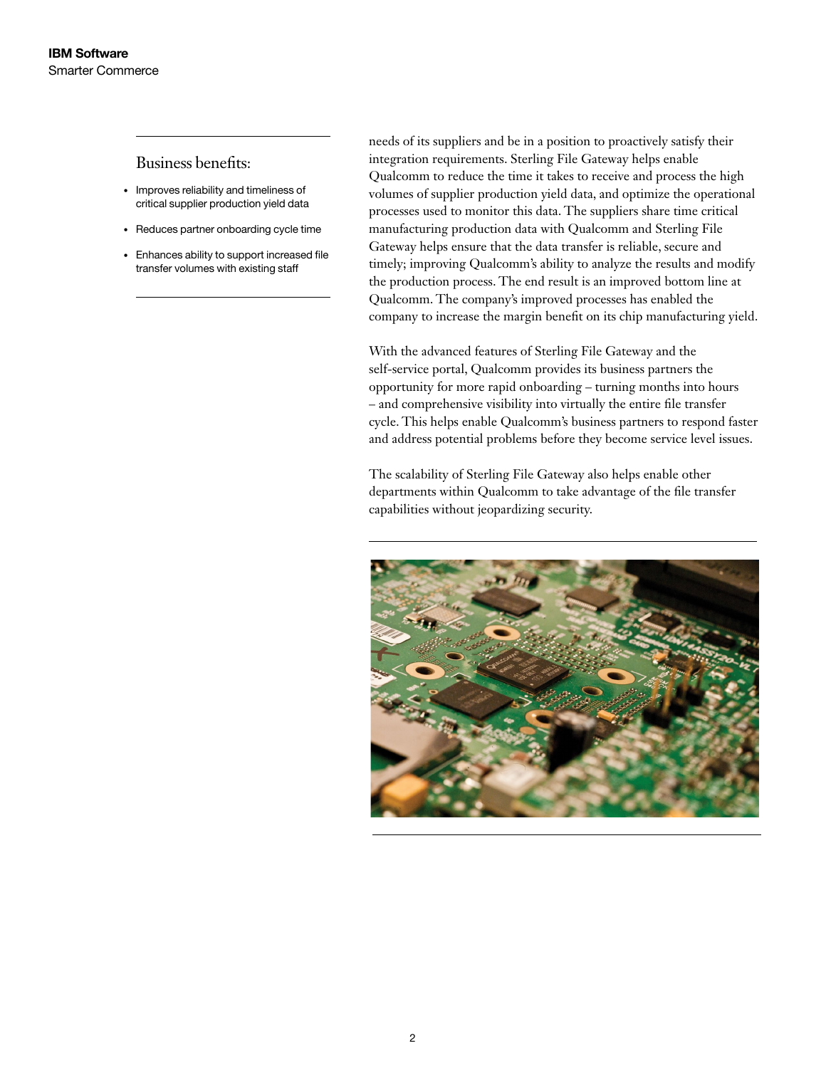## Business benefits:

- Improves reliability and timeliness of critical supplier production yield data
- Reduces partner onboarding cycle time
- Enhances ability to support increased file transfer volumes with existing staff

needs of its suppliers and be in a position to proactively satisfy their integration requirements. Sterling File Gateway helps enable Qualcomm to reduce the time it takes to receive and process the high volumes of supplier production yield data, and optimize the operational processes used to monitor this data. The suppliers share time critical manufacturing production data with Qualcomm and Sterling File Gateway helps ensure that the data transfer is reliable, secure and timely; improving Qualcomm's ability to analyze the results and modify the production process. The end result is an improved bottom line at Qualcomm. The company's improved processes has enabled the company to increase the margin benefit on its chip manufacturing yield.

With the advanced features of Sterling File Gateway and the self-service portal, Qualcomm provides its business partners the opportunity for more rapid onboarding – turning months into hours – and comprehensive visibility into virtually the entire file transfer cycle. This helps enable Qualcomm's business partners to respond faster and address potential problems before they become service level issues.

The scalability of Sterling File Gateway also helps enable other departments within Qualcomm to take advantage of the file transfer capabilities without jeopardizing security.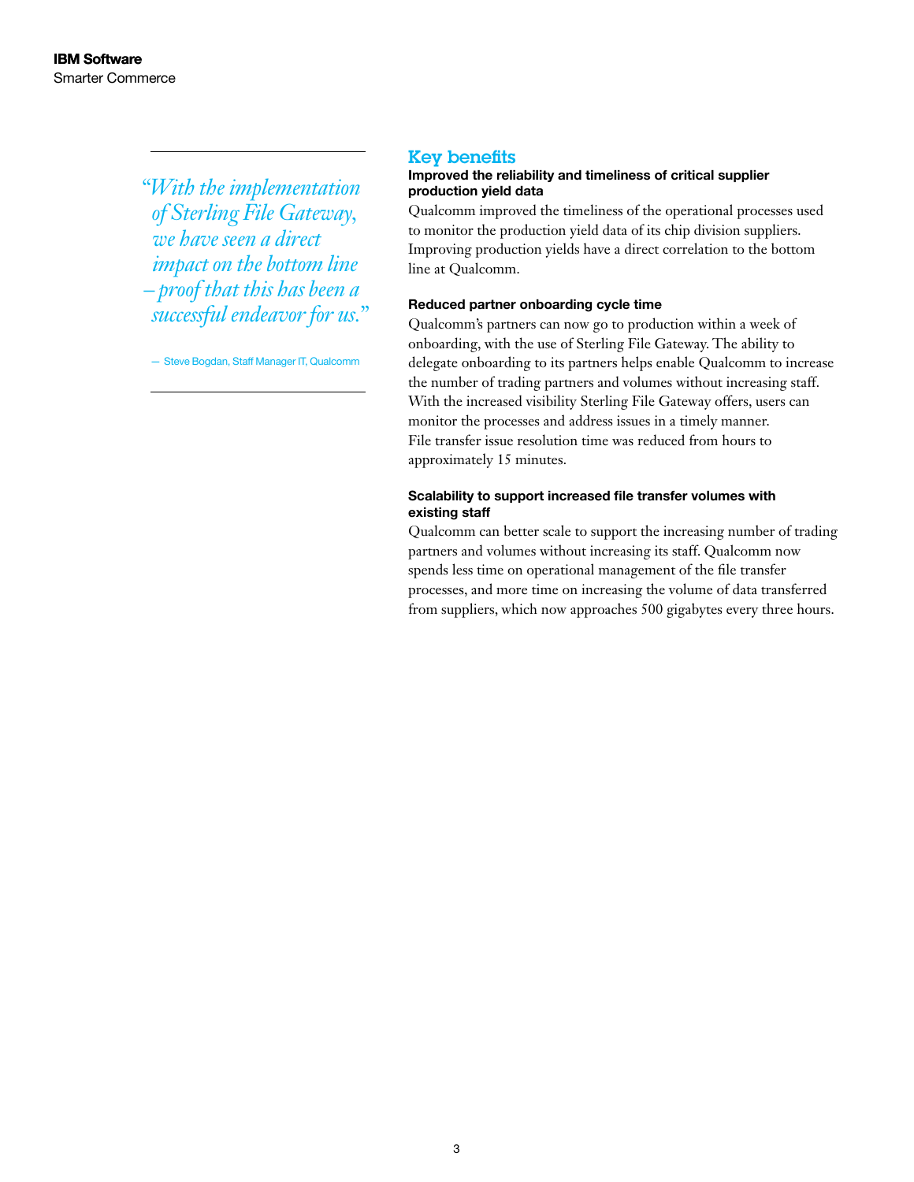> *"With the implementation of Sterling File Gateway, we have seen a direct impact on the bottom line – proof that this has been a successful endeavor for us."*
>
> — Steve Bogdan, Staff Manager IT, Qualcomm

## Key benefits

**Improved the reliability and timeliness of critical supplier production yield data**

Qualcomm improved the timeliness of the operational processes used to monitor the production yield data of its chip division suppliers. Improving production yields have a direct correlation to the bottom line at Qualcomm.

**Reduced partner onboarding cycle time**

Qualcomm's partners can now go to production within a week of onboarding, with the use of Sterling File Gateway. The ability to delegate onboarding to its partners helps enable Qualcomm to increase the number of trading partners and volumes without increasing staff. With the increased visibility Sterling File Gateway offers, users can monitor the processes and address issues in a timely manner. File transfer issue resolution time was reduced from hours to approximately 15 minutes.

**Scalability to support increased file transfer volumes with existing staff**

Qualcomm can better scale to support the increasing number of trading partners and volumes without increasing its staff. Qualcomm now spends less time on operational management of the file transfer processes, and more time on increasing the volume of data transferred from suppliers, which now approaches 500 gigabytes every three hours.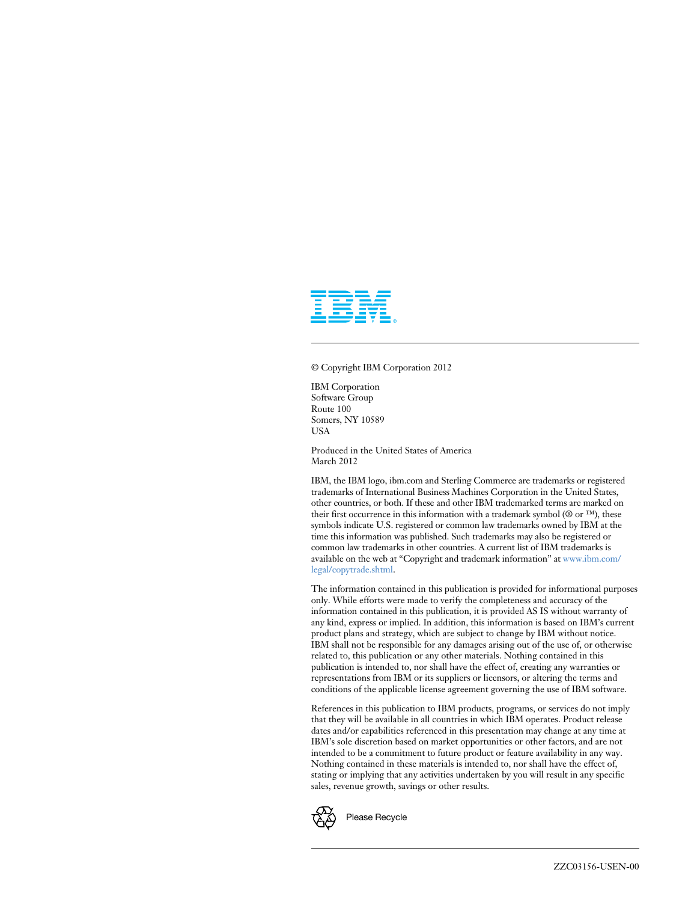© Copyright IBM Corporation 2012

IBM Corporation
Software Group
Route 100
Somers, NY 10589
USA

Produced in the United States of America
March 2012

IBM, the IBM logo, ibm.com and Sterling Commerce are trademarks or registered trademarks of International Business Machines Corporation in the United States, other countries, or both. If these and other IBM trademarked terms are marked on their first occurrence in this information with a trademark symbol (® or ™), these symbols indicate U.S. registered or common law trademarks owned by IBM at the time this information was published. Such trademarks may also be registered or common law trademarks in other countries. A current list of IBM trademarks is available on the web at “Copyright and trademark information” at www.ibm.com/legal/copytrade.shtml.

The information contained in this publication is provided for informational purposes only. While efforts were made to verify the completeness and accuracy of the information contained in this publication, it is provided AS IS without warranty of any kind, express or implied. In addition, this information is based on IBM’s current product plans and strategy, which are subject to change by IBM without notice. IBM shall not be responsible for any damages arising out of the use of, or otherwise related to, this publication or any other materials. Nothing contained in this publication is intended to, nor shall have the effect of, creating any warranties or representations from IBM or its suppliers or licensors, or altering the terms and conditions of the applicable license agreement governing the use of IBM software.

References in this publication to IBM products, programs, or services do not imply that they will be available in all countries in which IBM operates. Product release dates and/or capabilities referenced in this presentation may change at any time at IBM’s sole discretion based on market opportunities or other factors, and are not intended to be a commitment to future product or feature availability in any way. Nothing contained in these materials is intended to, nor shall have the effect of, stating or implying that any activities undertaken by you will result in any specific sales, revenue growth, savings or other results.

Please Recycle

ZZC03156-USEN-00